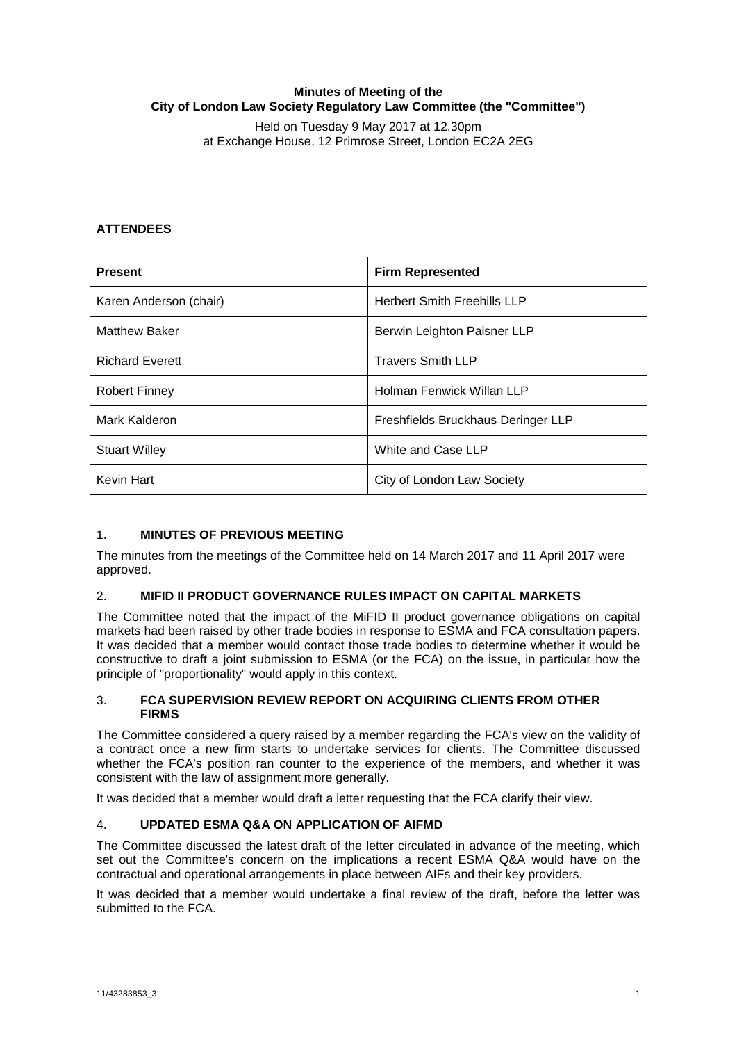**Minutes of Meeting of the**
**City of London Law Society Regulatory Law Committee (the "Committee")**

Held on Tuesday 9 May 2017 at 12.30pm
at Exchange House, 12 Primrose Street, London EC2A 2EG

## ATTENDEES

| Present | Firm Represented |
|---|---|
| Karen Anderson (chair) | Herbert Smith Freehills LLP |
| Matthew Baker | Berwin Leighton Paisner LLP |
| Richard Everett | Travers Smith LLP |
| Robert Finney | Holman Fenwick Willan LLP |
| Mark Kalderon | Freshfields Bruckhaus Deringer LLP |
| Stuart Willey | White and Case LLP |
| Kevin Hart | City of London Law Society |

## 1. MINUTES OF PREVIOUS MEETING

The minutes from the meetings of the Committee held on 14 March 2017 and 11 April 2017 were approved.

## 2. MIFID II PRODUCT GOVERNANCE RULES IMPACT ON CAPITAL MARKETS

The Committee noted that the impact of the MiFID II product governance obligations on capital markets had been raised by other trade bodies in response to ESMA and FCA consultation papers. It was decided that a member would contact those trade bodies to determine whether it would be constructive to draft a joint submission to ESMA (or the FCA) on the issue, in particular how the principle of "proportionality" would apply in this context.

## 3. FCA SUPERVISION REVIEW REPORT ON ACQUIRING CLIENTS FROM OTHER FIRMS

The Committee considered a query raised by a member regarding the FCA's view on the validity of a contract once a new firm starts to undertake services for clients. The Committee discussed whether the FCA's position ran counter to the experience of the members, and whether it was consistent with the law of assignment more generally.

It was decided that a member would draft a letter requesting that the FCA clarify their view.

## 4. UPDATED ESMA Q&A ON APPLICATION OF AIFMD

The Committee discussed the latest draft of the letter circulated in advance of the meeting, which set out the Committee's concern on the implications a recent ESMA Q&A would have on the contractual and operational arrangements in place between AIFs and their key providers.

It was decided that a member would undertake a final review of the draft, before the letter was submitted to the FCA.

11/43283853_3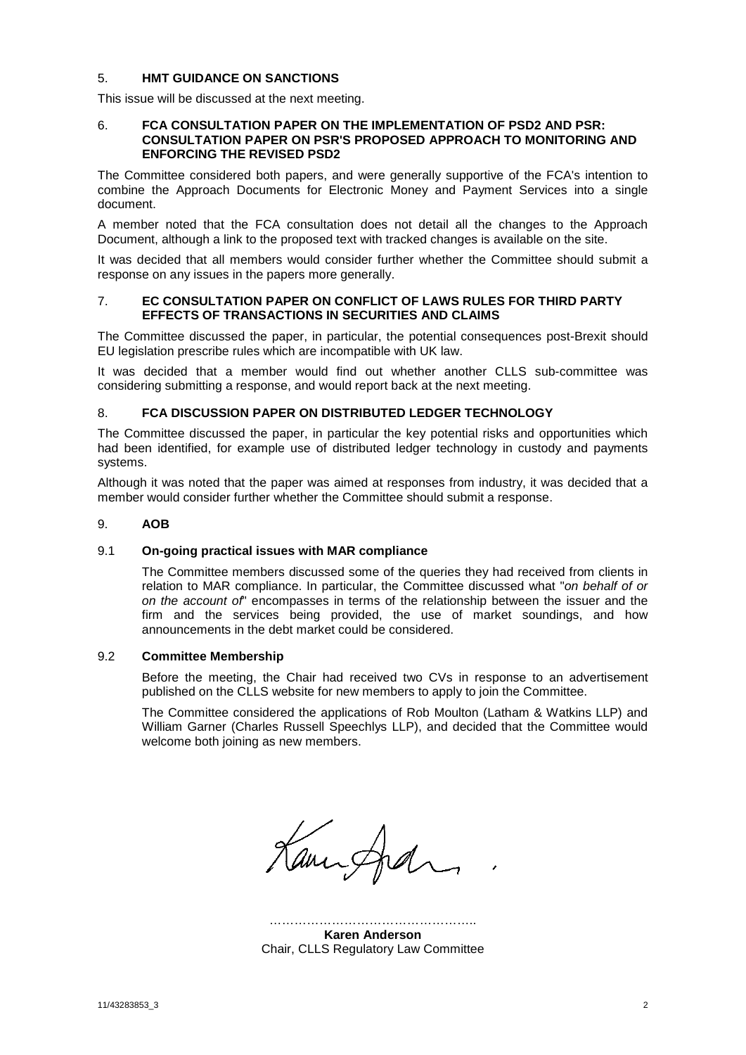## 5. HMT GUIDANCE ON SANCTIONS

This issue will be discussed at the next meeting.

## 6. FCA CONSULTATION PAPER ON THE IMPLEMENTATION OF PSD2 AND PSR: CONSULTATION PAPER ON PSR'S PROPOSED APPROACH TO MONITORING AND ENFORCING THE REVISED PSD2

The Committee considered both papers, and were generally supportive of the FCA's intention to combine the Approach Documents for Electronic Money and Payment Services into a single document.

A member noted that the FCA consultation does not detail all the changes to the Approach Document, although a link to the proposed text with tracked changes is available on the site.

It was decided that all members would consider further whether the Committee should submit a response on any issues in the papers more generally.

## 7. EC CONSULTATION PAPER ON CONFLICT OF LAWS RULES FOR THIRD PARTY EFFECTS OF TRANSACTIONS IN SECURITIES AND CLAIMS

The Committee discussed the paper, in particular, the potential consequences post-Brexit should EU legislation prescribe rules which are incompatible with UK law.

It was decided that a member would find out whether another CLLS sub-committee was considering submitting a response, and would report back at the next meeting.

## 8. FCA DISCUSSION PAPER ON DISTRIBUTED LEDGER TECHNOLOGY

The Committee discussed the paper, in particular the key potential risks and opportunities which had been identified, for example use of distributed ledger technology in custody and payments systems.

Although it was noted that the paper was aimed at responses from industry, it was decided that a member would consider further whether the Committee should submit a response.

## 9. AOB

### 9.1 On-going practical issues with MAR compliance

The Committee members discussed some of the queries they had received from clients in relation to MAR compliance. In particular, the Committee discussed what "*on behalf of or on the account of*" encompasses in terms of the relationship between the issuer and the firm and the services being provided, the use of market soundings, and how announcements in the debt market could be considered.

### 9.2 Committee Membership

Before the meeting, the Chair had received two CVs in response to an advertisement published on the CLLS website for new members to apply to join the Committee.

The Committee considered the applications of Rob Moulton (Latham & Watkins LLP) and William Garner (Charles Russell Speechlys LLP), and decided that the Committee would welcome both joining as new members.

…………………………………………..

**Karen Anderson**
Chair, CLLS Regulatory Law Committee